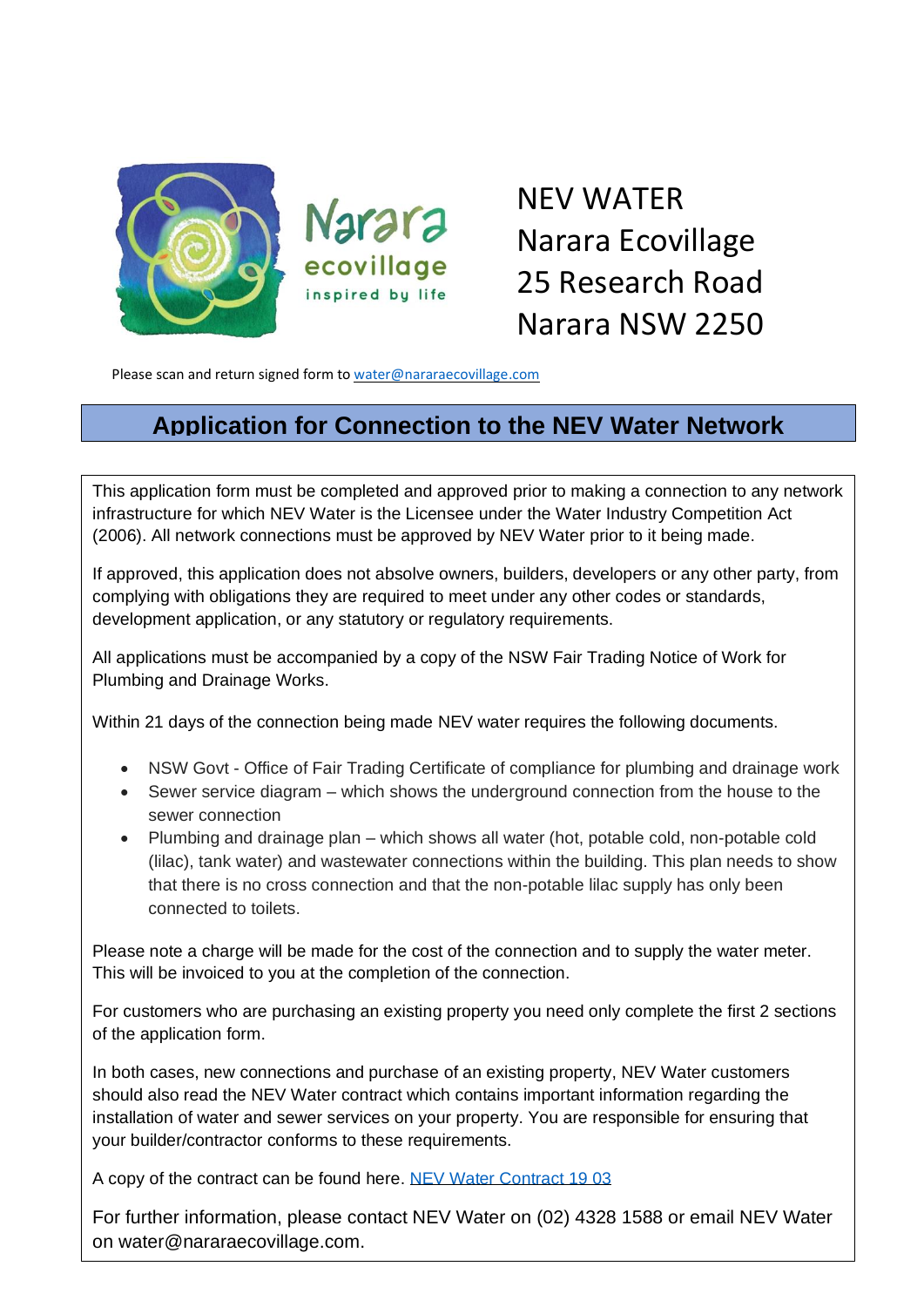Narara ecovillage inspired by life

NEV WATER
Narara Ecovillage
25 Research Road
Narara NSW 2250

Please scan and return signed form to water@nararaecovillage.com

# Application for Connection to the NEV Water Network

This application form must be completed and approved prior to making a connection to any network infrastructure for which NEV Water is the Licensee under the Water Industry Competition Act (2006). All network connections must be approved by NEV Water prior to it being made.

If approved, this application does not absolve owners, builders, developers or any other party, from complying with obligations they are required to meet under any other codes or standards, development application, or any statutory or regulatory requirements.

All applications must be accompanied by a copy of the NSW Fair Trading Notice of Work for Plumbing and Drainage Works.

Within 21 days of the connection being made NEV water requires the following documents.

- NSW Govt - Office of Fair Trading Certificate of compliance for plumbing and drainage work
- Sewer service diagram – which shows the underground connection from the house to the sewer connection
- Plumbing and drainage plan – which shows all water (hot, potable cold, non-potable cold (lilac), tank water) and wastewater connections within the building. This plan needs to show that there is no cross connection and that the non-potable lilac supply has only been connected to toilets.

Please note a charge will be made for the cost of the connection and to supply the water meter. This will be invoiced to you at the completion of the connection.

For customers who are purchasing an existing property you need only complete the first 2 sections of the application form.

In both cases, new connections and purchase of an existing property, NEV Water customers should also read the NEV Water contract which contains important information regarding the installation of water and sewer services on your property. You are responsible for ensuring that your builder/contractor conforms to these requirements.

A copy of the contract can be found here. NEV Water Contract 19 03

For further information, please contact NEV Water on (02) 4328 1588 or email NEV Water on water@nararaecovillage.com.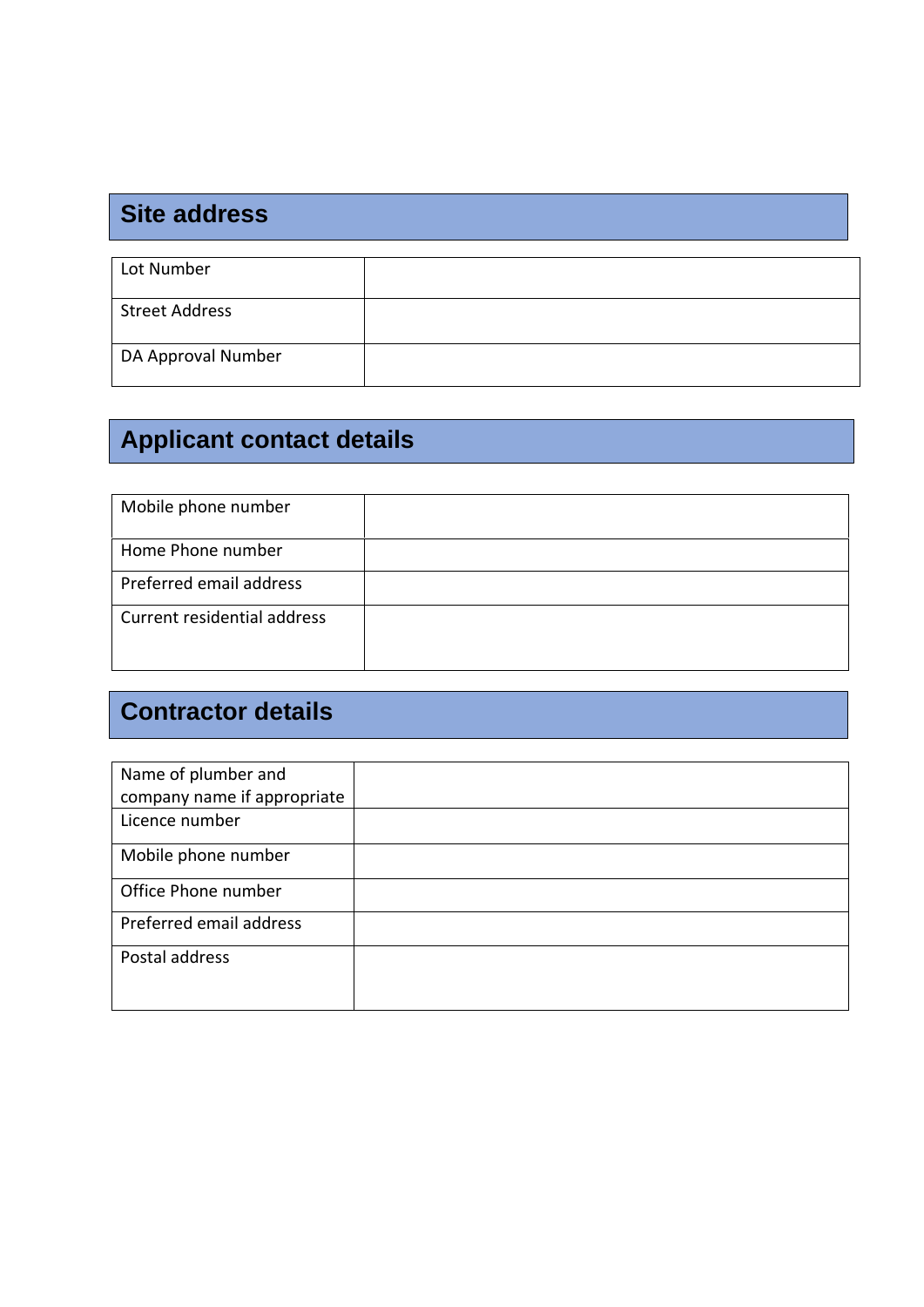## Site address

| | |
|---|---|
| Lot Number | |
| Street Address | |
| DA Approval Number | |

## Applicant contact details

| | |
|---|---|
| Mobile phone number | |
| Home Phone number | |
| Preferred email address | |
| Current residential address | |

## Contractor details

| | |
|---|---|
| Name of plumber and company name if appropriate | |
| Licence number | |
| Mobile phone number | |
| Office Phone number | |
| Preferred email address | |
| Postal address | |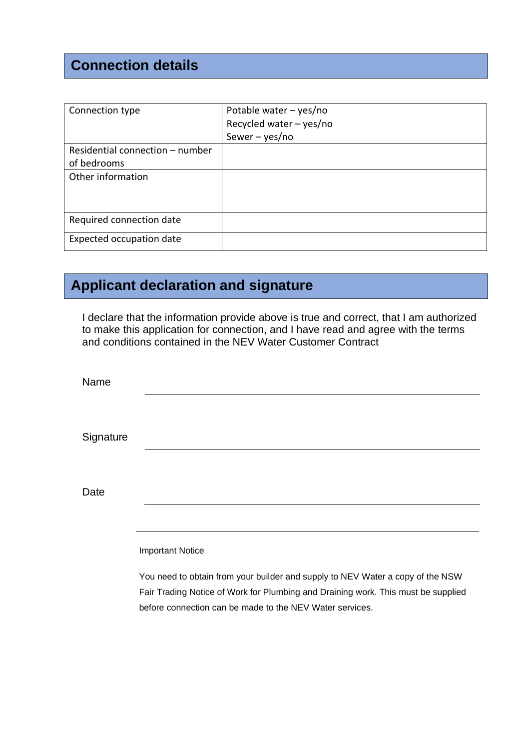## Connection details

| | |
|---|---|
| Connection type | Potable water – yes/no<br>Recycled water – yes/no<br>Sewer – yes/no |
| Residential connection – number of bedrooms | |
| Other information | |
| Required connection date | |
| Expected occupation date | |

## Applicant declaration and signature

I declare that the information provide above is true and correct, that I am authorized to make this application for connection, and I have read and agree with the terms and conditions contained in the NEV Water Customer Contract

Name \_\_\_\_\_\_\_\_\_\_\_\_\_\_\_\_\_\_\_\_\_\_\_\_\_\_\_\_\_\_\_\_\_\_\_\_\_\_\_\_

Signature \_\_\_\_\_\_\_\_\_\_\_\_\_\_\_\_\_\_\_\_\_\_\_\_\_\_\_\_\_\_\_\_\_\_\_\_\_\_\_\_

Date \_\_\_\_\_\_\_\_\_\_\_\_\_\_\_\_\_\_\_\_\_\_\_\_\_\_\_\_\_\_\_\_\_\_\_\_\_\_\_\_

---

Important Notice

You need to obtain from your builder and supply to NEV Water a copy of the NSW Fair Trading Notice of Work for Plumbing and Draining work. This must be supplied before connection can be made to the NEV Water services.